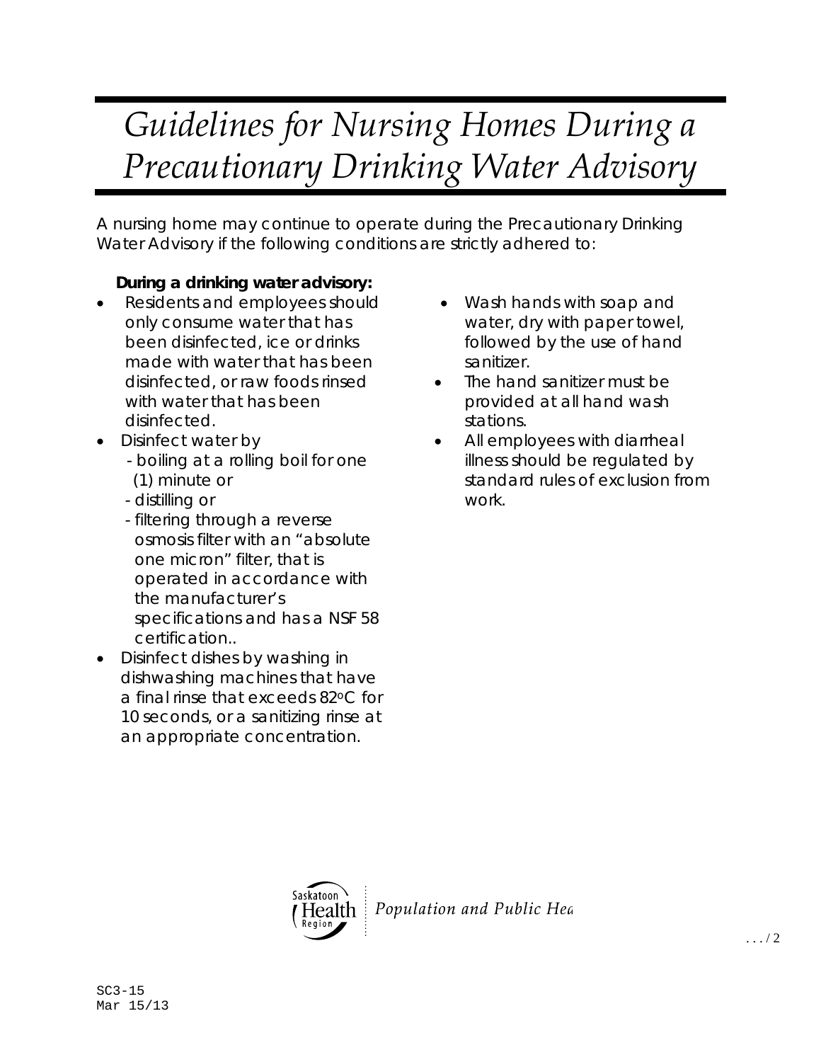# *Guidelines for Nursing Homes During a Precautionary Drinking Water Advisory*

A nursing home may continue to operate during the Precautionary Drinking Water Advisory if the following conditions are strictly adhered to:

**During a drinking water advisory:**

- Residents and employees should only consume water that has been disinfected, ice or drinks made with water that has been disinfected, or raw foods rinsed with water that has been disinfected.
- Disinfect water by
  - boiling at a rolling boil for one (1) minute or
  - distilling or
  - filtering through a reverse osmosis filter with an "absolute one micron" filter, that is operated in accordance with the manufacturer's specifications and has a NSF 58 certification..
- Disinfect dishes by washing in dishwashing machines that have a final rinse that exceeds 82°C for 10 seconds, or a sanitizing rinse at an appropriate concentration.
- Wash hands with soap and water, dry with paper towel, followed by the use of hand sanitizer.
- The hand sanitizer must be provided at all hand wash stations.
- All employees with diarrheal illness should be regulated by standard rules of exclusion from work.

Saskatoon Health Region | Population and Public Hea

SC3-15
Mar 15/13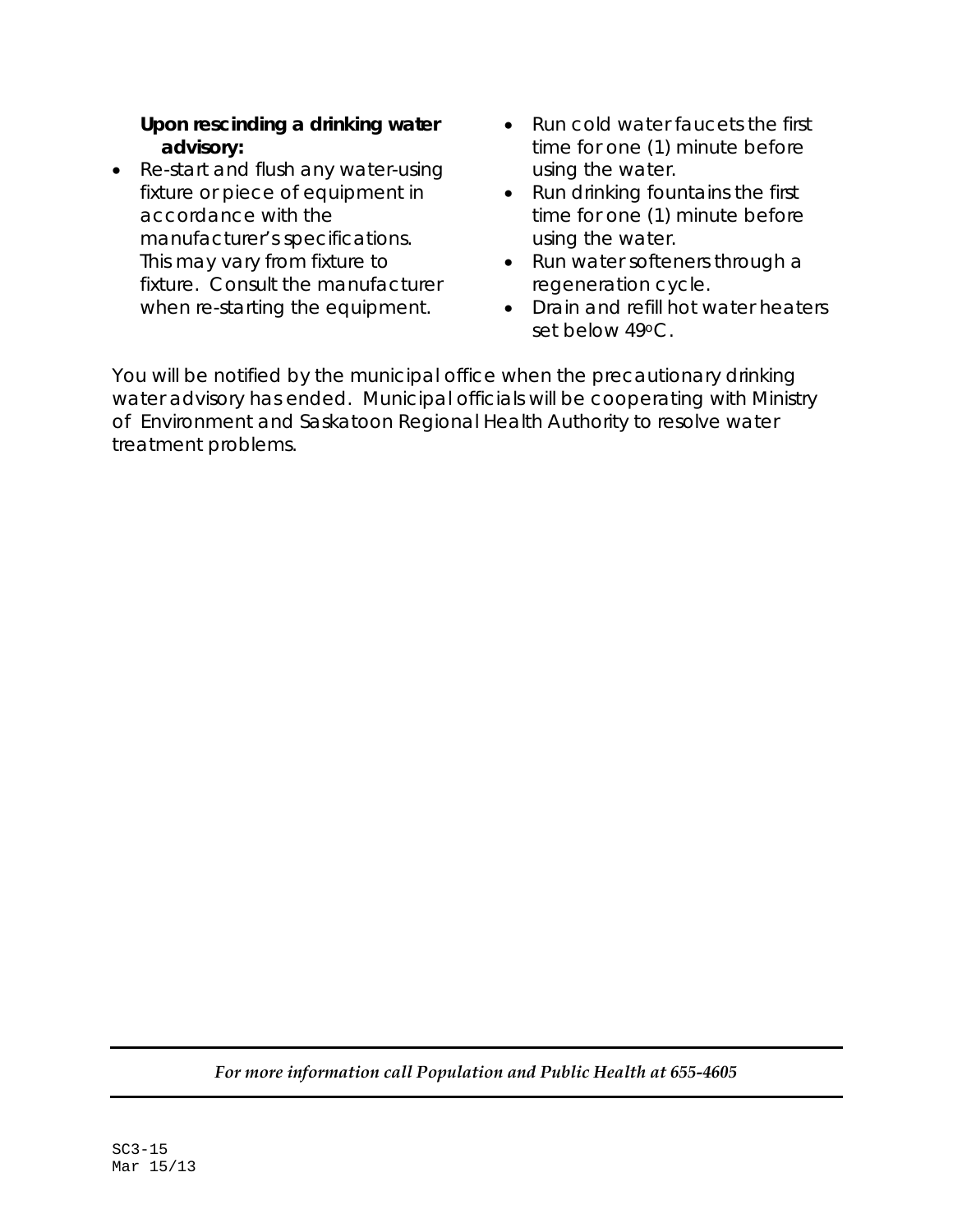**Upon rescinding a drinking water advisory:**

- Re-start and flush any water-using fixture or piece of equipment in accordance with the manufacturer's specifications. This may vary from fixture to fixture. Consult the manufacturer when re-starting the equipment.
- Run cold water faucets the first time for one (1) minute before using the water.
- Run drinking fountains the first time for one (1) minute before using the water.
- Run water softeners through a regeneration cycle.
- Drain and refill hot water heaters set below 49°C.

You will be notified by the municipal office when the precautionary drinking water advisory has ended. Municipal officials will be cooperating with Ministry of Environment and Saskatoon Regional Health Authority to resolve water treatment problems.

---

*For more information call Population and Public Health at 655-4605*

---

SC3-15
Mar 15/13